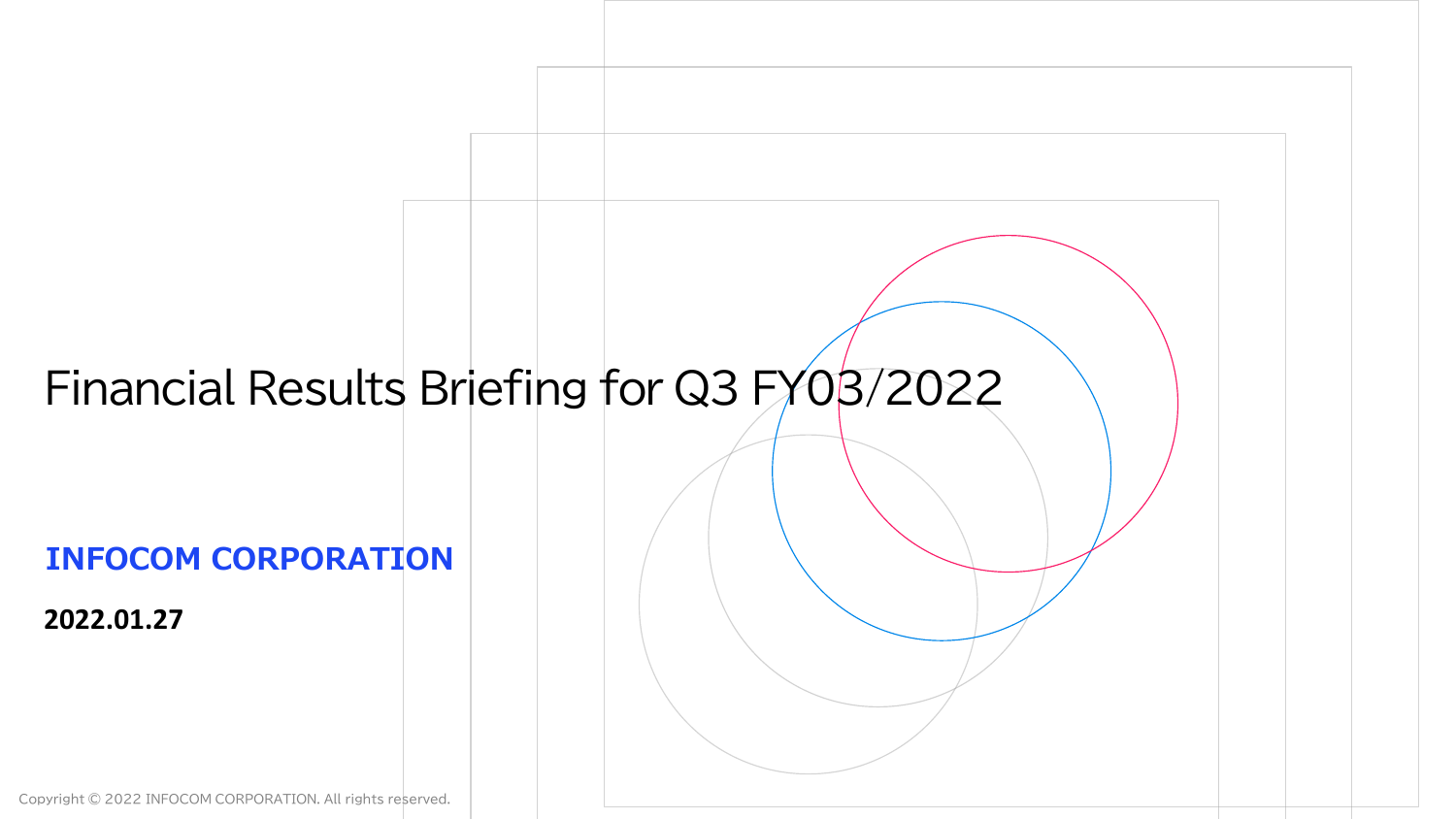# Financial Results Briefing for Q3 FY03/2022

**INFOCOM CORPORATION**

**2022.01.27**

Copyright © 2022 INFOCOM CORPORATION. All rights reserved.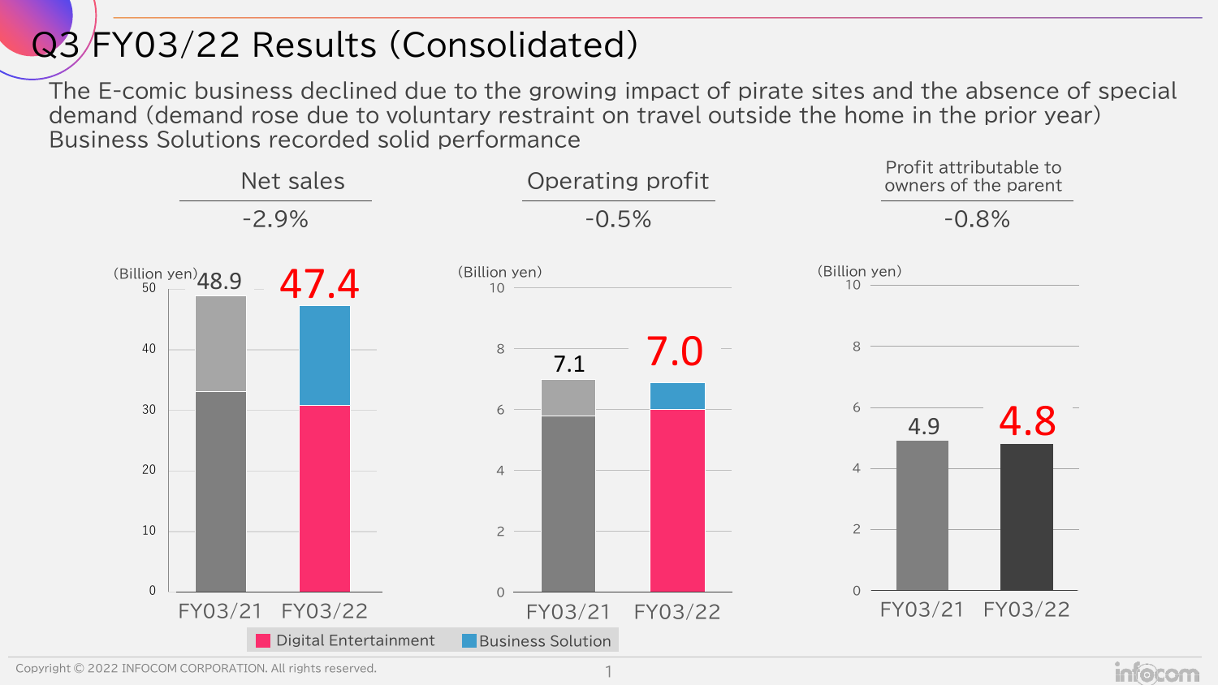# Q3 FY03/22 Results (Consolidated)

The E-comic business declined due to the growing impact of pirate sites and the absence of special demand (demand rose due to voluntary restraint on travel outside the home in the prior year)
Business Solutions recorded solid performance

| | Net sales | Operating profit | Profit attributable to owners of the parent |
|---|---|---|---|
| Change | -2.9% | -0.5% | -0.8% |
| FY03/21 (Billion yen) | 48.9 | 7.1 | 4.9 |
| FY03/22 (Billion yen) | 47.4 | 7.0 | 4.8 |

Digital Entertainment / Business Solution

Copyright © 2022 INFOCOM CORPORATION. All rights reserved.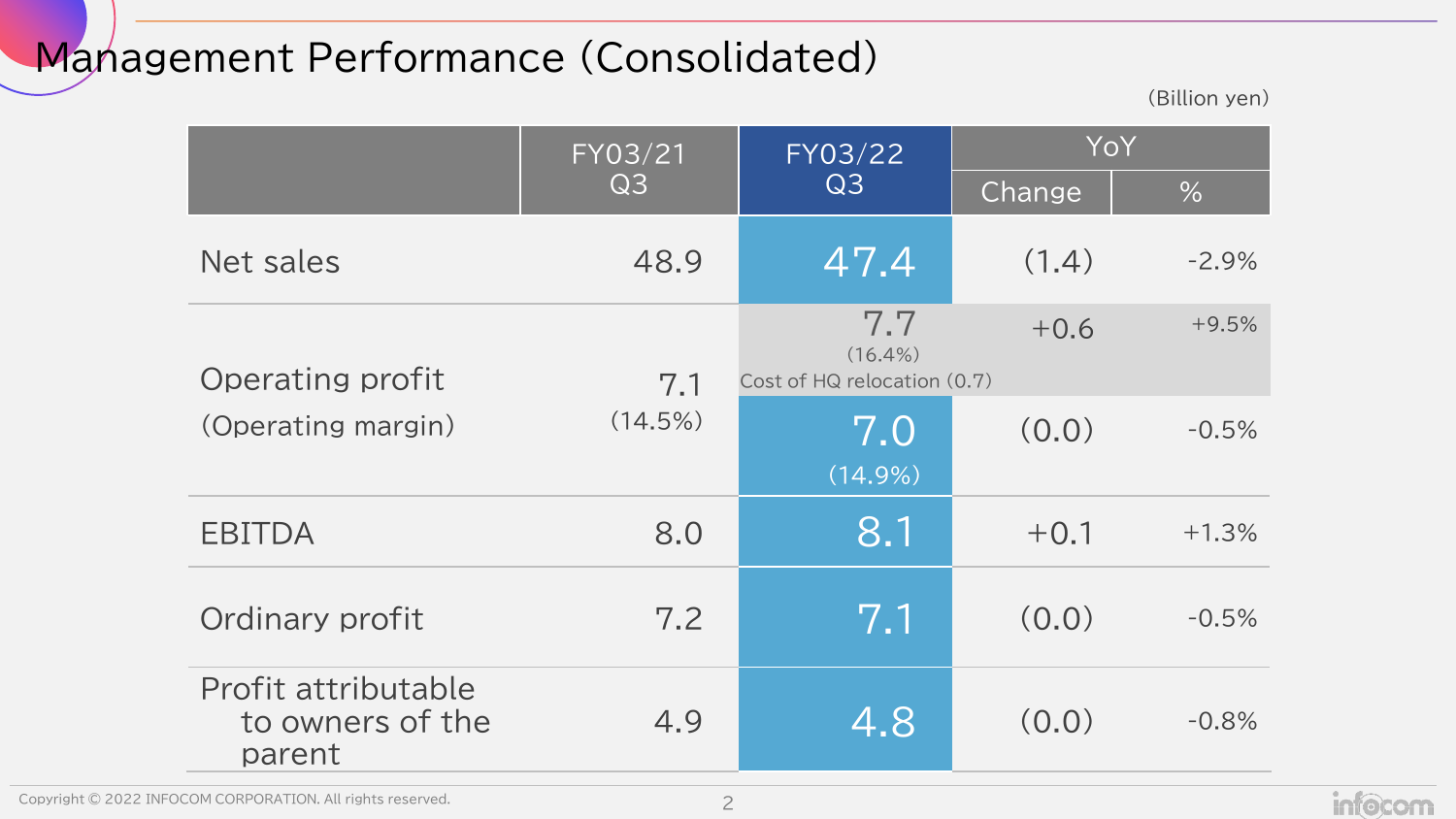# Management Performance (Consolidated)

(Billion yen)

| | FY03/21 Q3 | FY03/22 Q3 | YoY Change | YoY % |
|---|---|---|---|---|
| Net sales | 48.9 | 47.4 | (1.4) | -2.9% |
| Operating profit (Operating margin) | 7.1 (14.5%) | 7.7 (16.4%) Cost of HQ relocation (0.7) | +0.6 | +9.5% |
| | | 7.0 (14.9%) | (0.0) | -0.5% |
| EBITDA | 8.0 | 8.1 | +0.1 | +1.3% |
| Ordinary profit | 7.2 | 7.1 | (0.0) | -0.5% |
| Profit attributable to owners of the parent | 4.9 | 4.8 | (0.0) | -0.8% |

Copyright © 2022 INFOCOM CORPORATION. All rights reserved.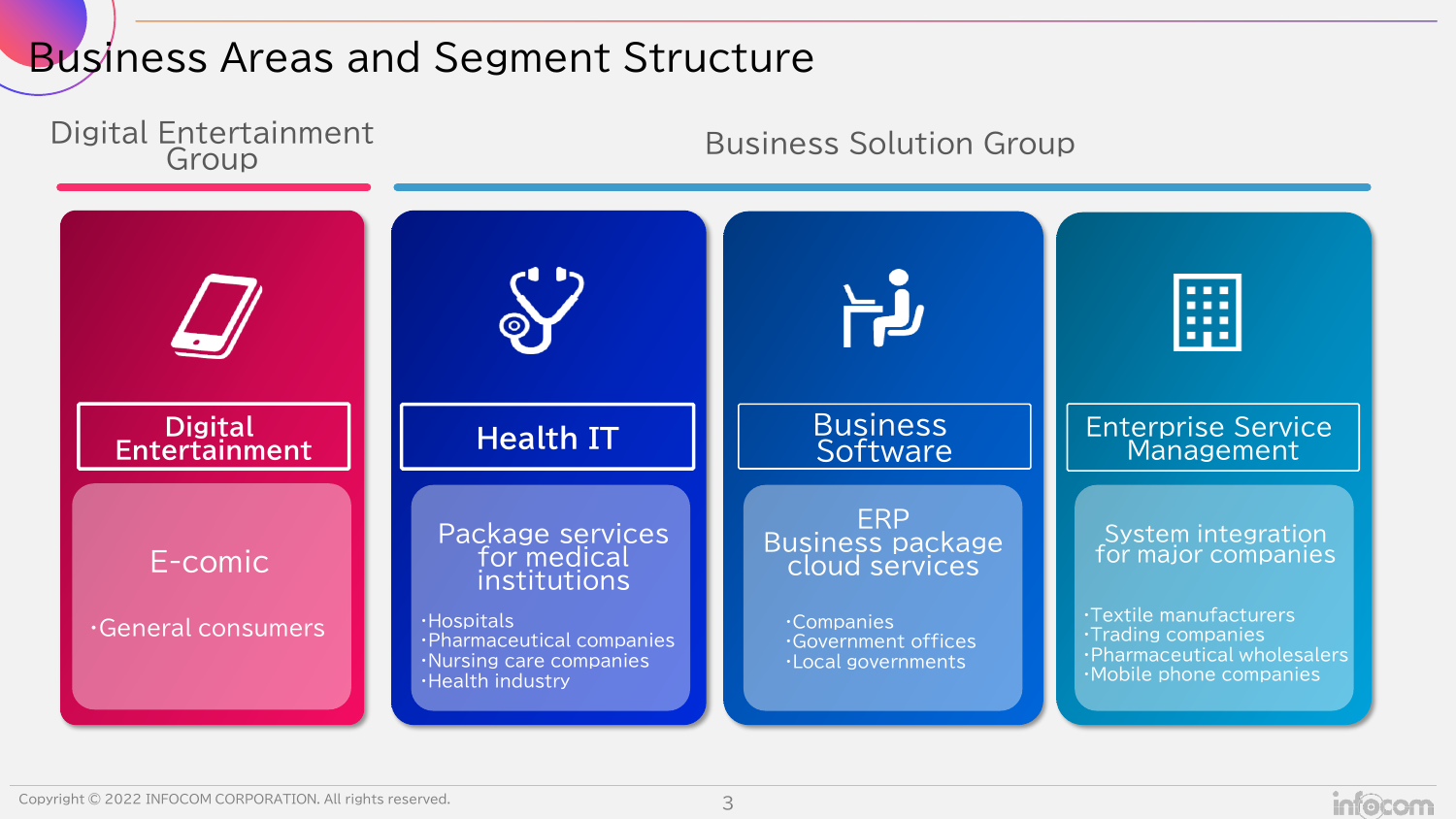# Business Areas and Segment Structure

## Digital Entertainment Group

### Digital Entertainment

E-comic

- General consumers

## Business Solution Group

### Health IT

Package services for medical institutions

- Hospitals
- Pharmaceutical companies
- Nursing care companies
- Health industry

### Business Software

ERP Business package cloud services

- Companies
- Government offices
- Local governments

### Enterprise Service Management

System integration for major companies

- Textile manufacturers
- Trading companies
- Pharmaceutical wholesalers
- Mobile phone companies

Copyright © 2022 INFOCOM CORPORATION. All rights reserved.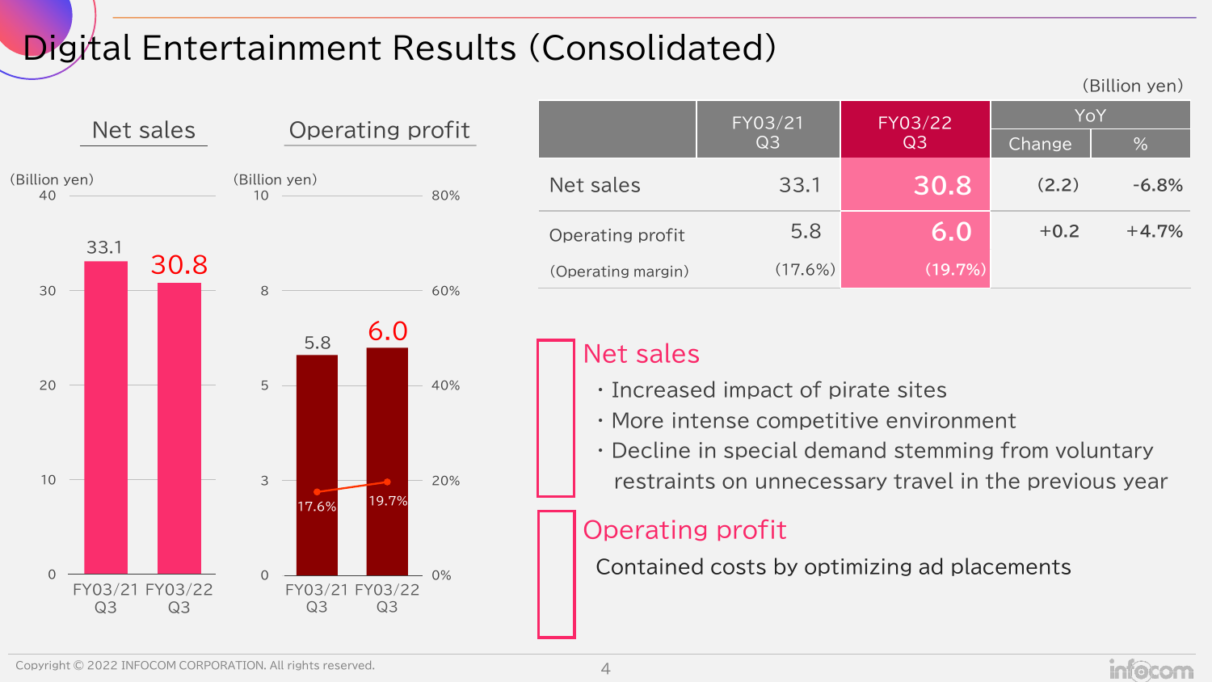# Digital Entertainment Results (Consolidated)

## Net sales

(Billion yen)

| | FY03/21 Q3 | FY03/22 Q3 |
|---|---|---|
| Net sales | 33.1 | 30.8 |

## Operating profit

(Billion yen)

| | FY03/21 Q3 | FY03/22 Q3 |
|---|---|---|
| Operating profit | 5.8 | 6.0 |
| Operating margin | 17.6% | 19.7% |

(Billion yen)

| | FY03/21 Q3 | FY03/22 Q3 | YoY | |
|---|---|---|---|---|
| | | | Change | % |
| Net sales | 33.1 | 30.8 | (2.2) | -6.8% |
| Operating profit | 5.8 | 6.0 | +0.2 | +4.7% |
| (Operating margin) | (17.6%) | (19.7%) | | |

### Net sales

- Increased impact of pirate sites
- More intense competitive environment
- Decline in special demand stemming from voluntary restraints on unnecessary travel in the previous year

### Operating profit

Contained costs by optimizing ad placements

Copyright © 2022 INFOCOM CORPORATION. All rights reserved.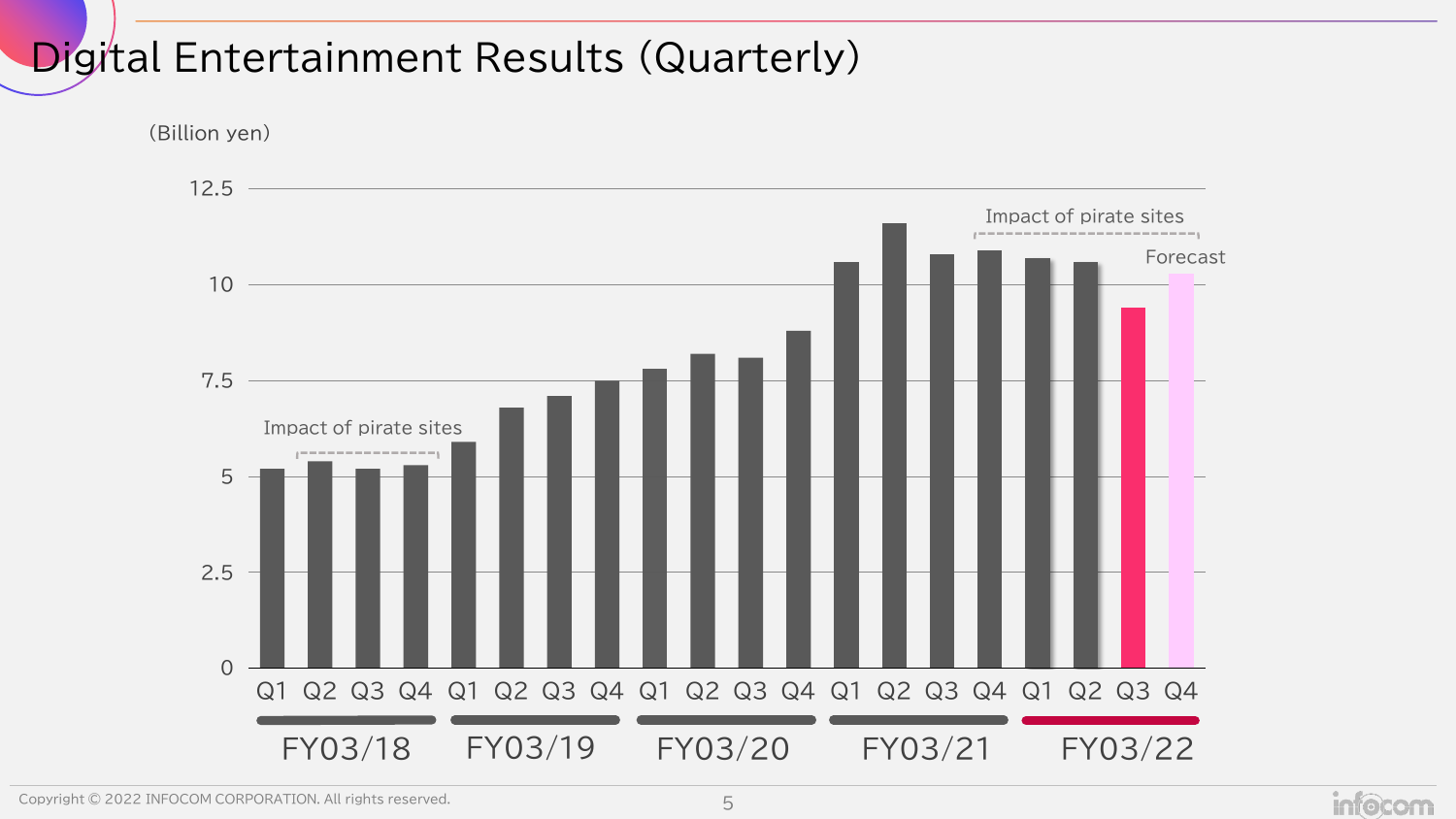# Digital Entertainment Results (Quarterly)

(Billion yen)

Impact of pirate sites

Impact of pirate sites

Forecast

| Fiscal Year | Q1 | Q2 | Q3 | Q4 |
|---|---|---|---|---|
| FY03/18 | | | | |
| FY03/19 | | | | |
| FY03/20 | | | | |
| FY03/21 | | | | |
| FY03/22 | | | | |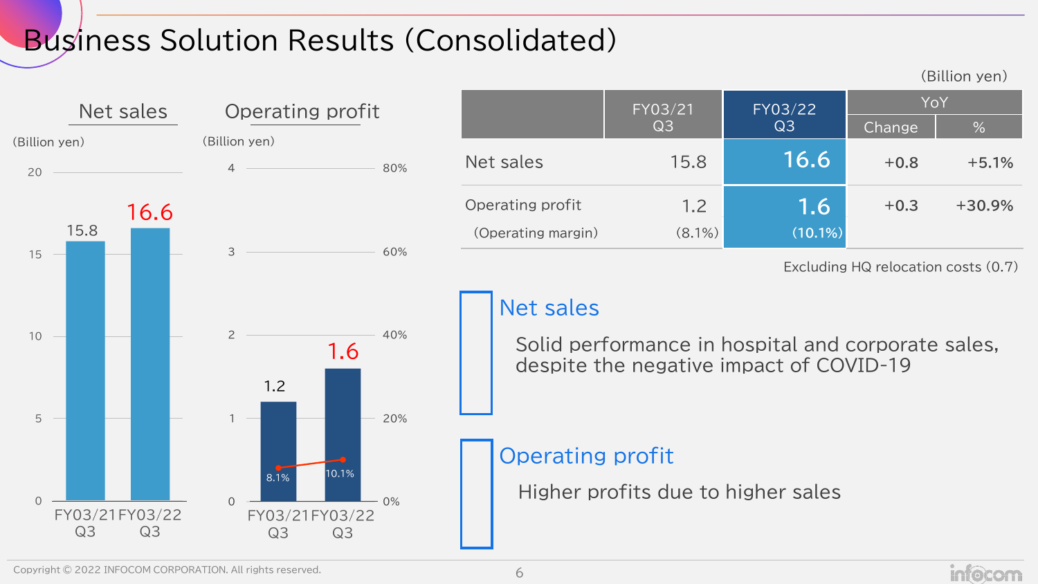# Business Solution Results (Consolidated)

## Net sales

(Billion yen)

| | FY03/21 Q3 | FY03/22 Q3 |
|---|---|---|
| Net sales | 15.8 | 16.6 |

## Operating profit

(Billion yen)

| | FY03/21 Q3 | FY03/22 Q3 |
|---|---|---|
| Operating profit | 1.2 | 1.6 |
| Operating margin | 8.1% | 10.1% |

(Billion yen)

| | FY03/21 Q3 | FY03/22 Q3 | YoY | |
|---|---|---|---|---|
| | | | Change | % |
| Net sales | 15.8 | 16.6 | +0.8 | +5.1% |
| Operating profit | 1.2 | 1.6 | +0.3 | +30.9% |
| (Operating margin) | (8.1%) | (10.1%) | | |

Excluding HQ relocation costs (0.7)

### Net sales

Solid performance in hospital and corporate sales, despite the negative impact of COVID-19

### Operating profit

Higher profits due to higher sales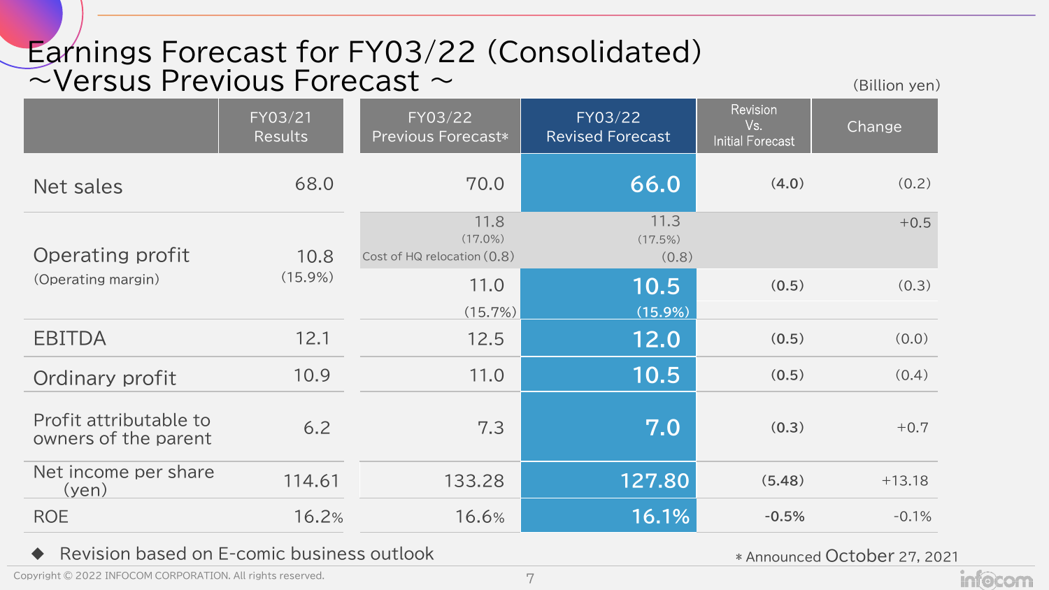# Earnings Forecast for FY03/22 (Consolidated) ～Versus Previous Forecast ～

(Billion yen)

| | FY03/21 Results | FY03/22 Previous Forecast* | FY03/22 Revised Forecast | Revision Vs. Initial Forecast | Change |
|---|---|---|---|---|---|
| Net sales | 68.0 | 70.0 | 66.0 | (4.0) | (0.2) |
| | | 11.8 (17.0%) Cost of HQ relocation (0.8) | 11.3 (17.5%) (0.8) | | +0.5 |
| Operating profit (Operating margin) | 10.8 (15.9%) | 11.0 (15.7%) | 10.5 (15.9%) | (0.5) | (0.3) |
| EBITDA | 12.1 | 12.5 | 12.0 | (0.5) | (0.0) |
| Ordinary profit | 10.9 | 11.0 | 10.5 | (0.5) | (0.4) |
| Profit attributable to owners of the parent | 6.2 | 7.3 | 7.0 | (0.3) | +0.7 |
| Net income per share (yen) | 114.61 | 133.28 | 127.80 | (5.48) | +13.18 |
| ROE | 16.2% | 16.6% | 16.1% | -0.5% | -0.1% |

◆ Revision based on E-comic business outlook

* Announced October 27, 2021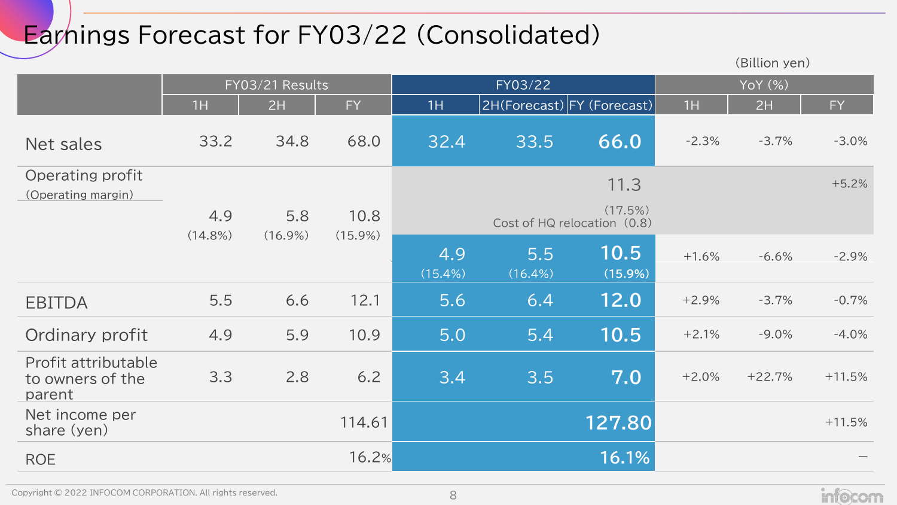# Earnings Forecast for FY03/22 (Consolidated)

(Billion yen)

| | FY03/21 Results | | | FY03/22 | | | YoY (%) | | |
|---|---|---|---|---|---|---|---|---|---|
| | 1H | 2H | FY | 1H | 2H(Forecast) | FY (Forecast) | 1H | 2H | FY |
| Net sales | 33.2 | 34.8 | 68.0 | 32.4 | 33.5 | 66.0 | -2.3% | -3.7% | -3.0% |
| Operating profit (Operating margin) | | | | | | 11.3 (17.5%) | | | +5.2% |
| | | | | | Cost of HQ relocation | (0.8) | | | |
| | 4.9 (14.8%) | 5.8 (16.9%) | 10.8 (15.9%) | 4.9 (15.4%) | 5.5 (16.4%) | 10.5 (15.9%) | +1.6% | -6.6% | -2.9% |
| EBITDA | 5.5 | 6.6 | 12.1 | 5.6 | 6.4 | 12.0 | +2.9% | -3.7% | -0.7% |
| Ordinary profit | 4.9 | 5.9 | 10.9 | 5.0 | 5.4 | 10.5 | +2.1% | -9.0% | -4.0% |
| Profit attributable to owners of the parent | 3.3 | 2.8 | 6.2 | 3.4 | 3.5 | 7.0 | +2.0% | +22.7% | +11.5% |
| Net income per share (yen) | | | 114.61 | | | 127.80 | | | +11.5% |
| ROE | | | 16.2% | | | 16.1% | | | – |

Copyright © 2022 INFOCOM CORPORATION. All rights reserved.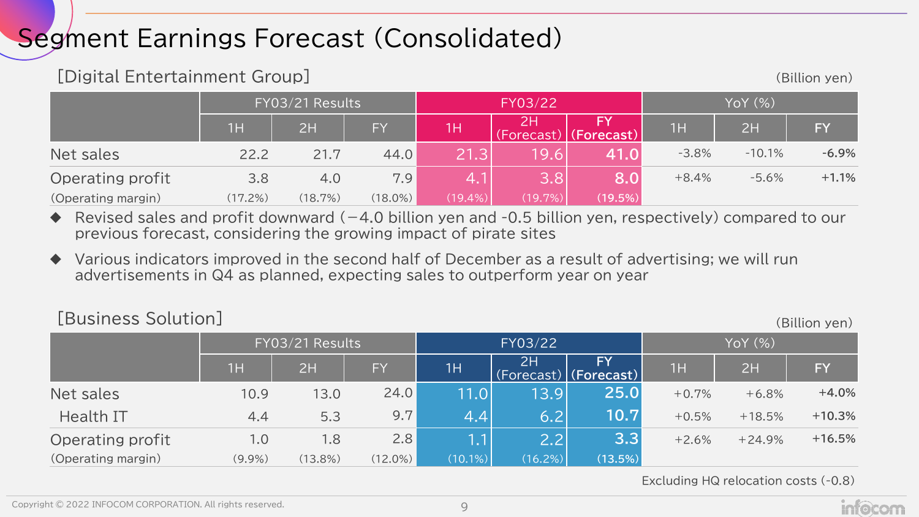# Segment Earnings Forecast (Consolidated)

## [Digital Entertainment Group]

(Billion yen)

| | FY03/21 Results | | | FY03/22 | | | YoY (%) | | |
|---|---|---|---|---|---|---|---|---|---|
| | 1H | 2H | FY | 1H | 2H (Forecast) | FY (Forecast) | 1H | 2H | FY |
| Net sales | 22.2 | 21.7 | 44.0 | 21.3 | 19.6 | 41.0 | -3.8% | -10.1% | -6.9% |
| Operating profit | 3.8 | 4.0 | 7.9 | 4.1 | 3.8 | 8.0 | +8.4% | -5.6% | +1.1% |
| (Operating margin) | (17.2%) | (18.7%) | (18.0%) | (19.4%) | (19.7%) | (19.5%) | | | |

- Revised sales and profit downward (−4.0 billion yen and -0.5 billion yen, respectively) compared to our previous forecast, considering the growing impact of pirate sites
- Various indicators improved in the second half of December as a result of advertising; we will run advertisements in Q4 as planned, expecting sales to outperform year on year

## [Business Solution]

(Billion yen)

| | FY03/21 Results | | | FY03/22 | | | YoY (%) | | |
|---|---|---|---|---|---|---|---|---|---|
| | 1H | 2H | FY | 1H | 2H (Forecast) | FY (Forecast) | 1H | 2H | FY |
| Net sales | 10.9 | 13.0 | 24.0 | 11.0 | 13.9 | 25.0 | +0.7% | +6.8% | +4.0% |
| Health IT | 4.4 | 5.3 | 9.7 | 4.4 | 6.2 | 10.7 | +0.5% | +18.5% | +10.3% |
| Operating profit | 1.0 | 1.8 | 2.8 | 1.1 | 2.2 | 3.3 | +2.6% | +24.9% | +16.5% |
| (Operating margin) | (9.9%) | (13.8%) | (12.0%) | (10.1%) | (16.2%) | (13.5%) | | | |

Excluding HQ relocation costs (-0.8)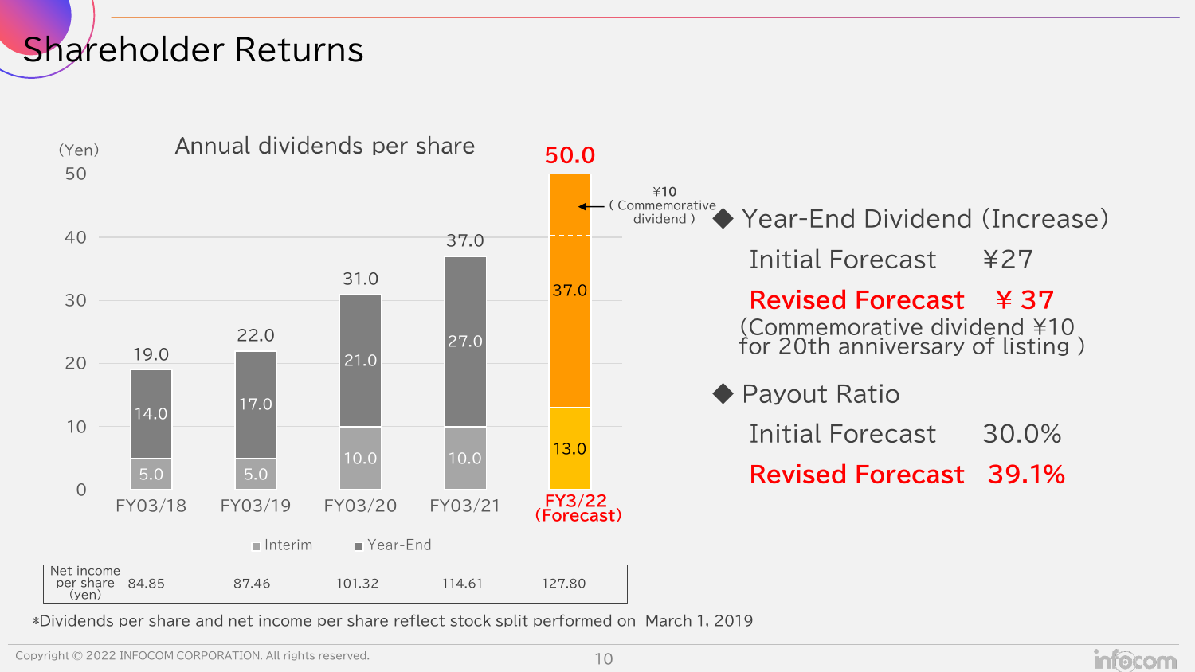# Shareholder Returns

## Annual dividends per share

(Yen)

| | FY03/18 | FY03/19 | FY03/20 | FY03/21 | FY3/22 (Forecast) |
|---|---|---|---|---|---|
| Interim | 5.0 | 5.0 | 10.0 | 10.0 | 13.0 |
| Year-End | 14.0 | 17.0 | 21.0 | 27.0 | 37.0 |
| Total | 19.0 | 22.0 | 31.0 | 37.0 | 50.0 |

¥10 ( Commemorative dividend ) included in FY3/22 (Forecast) Year-End.

| Net income per share (yen) | 84.85 | 87.46 | 101.32 | 114.61 | 127.80 |
|---|---|---|---|---|---|

*Dividends per share and net income per share reflect stock split performed on March 1, 2019

◆ Year-End Dividend (Increase)

Initial Forecast ¥27

**Revised Forecast ¥ 37**

(Commemorative dividend ¥10 for 20th anniversary of listing )

◆ Payout Ratio

Initial Forecast 30.0%

**Revised Forecast 39.1%**

Copyright © 2022 INFOCOM CORPORATION. All rights reserved.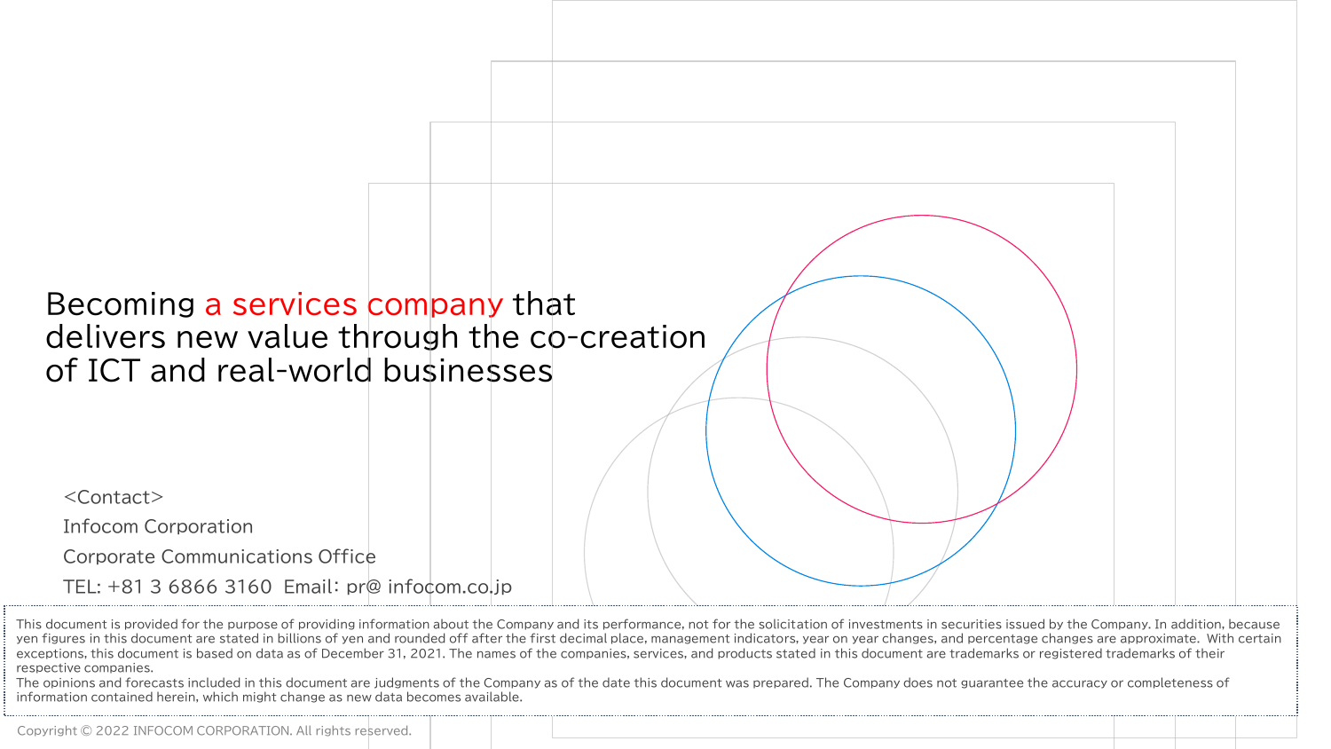# Becoming a services company that delivers new value through the co-creation of ICT and real-world businesses

<Contact>

Infocom Corporation

Corporate Communications Office

TEL: +81 3 6866 3160 Email: pr@ infocom.co.jp

This document is provided for the purpose of providing information about the Company and its performance, not for the solicitation of investments in securities issued by the Company. In addition, because yen figures in this document are stated in billions of yen and rounded off after the first decimal place, management indicators, year on year changes, and percentage changes are approximate. With certain exceptions, this document is based on data as of December 31, 2021. The names of the companies, services, and products stated in this document are trademarks or registered trademarks of their respective companies.
The opinions and forecasts included in this document are judgments of the Company as of the date this document was prepared. The Company does not guarantee the accuracy or completeness of information contained herein, which might change as new data becomes available.

Copyright © 2022 INFOCOM CORPORATION. All rights reserved.